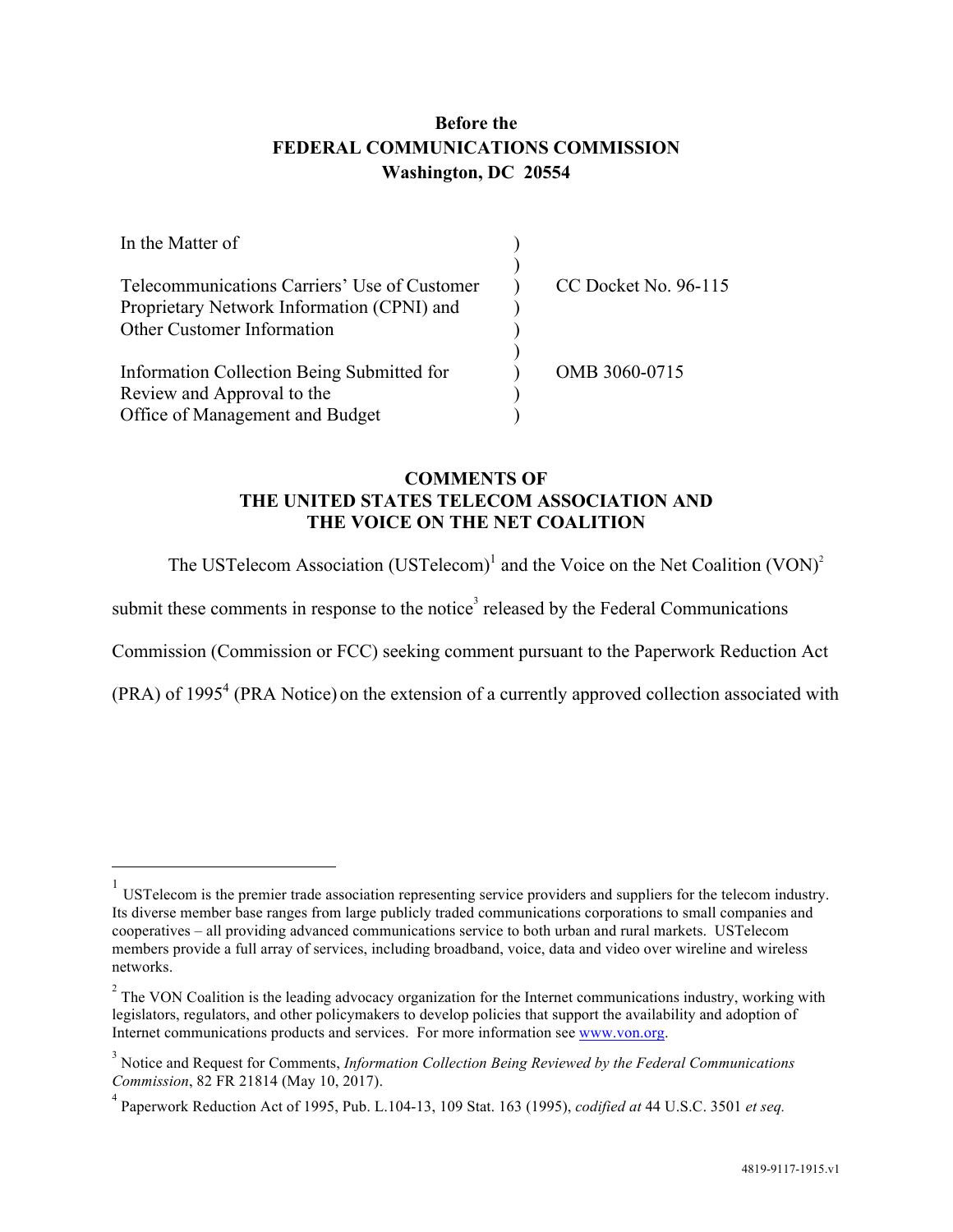**Before the**
**FEDERAL COMMUNICATIONS COMMISSION**
**Washington, DC 20554**

| | | |
|---|---|---|
| In the Matter of | ) | |
| | ) | |
| Telecommunications Carriers' Use of Customer Proprietary Network Information (CPNI) and Other Customer Information | ) | CC Docket No. 96-115 |
| | ) | |
| Information Collection Being Submitted for Review and Approval to the Office of Management and Budget | ) | OMB 3060-0715 |

## COMMENTS OF THE UNITED STATES TELECOM ASSOCIATION AND THE VOICE ON THE NET COALITION

The USTelecom Association (USTelecom)[1] and the Voice on the Net Coalition (VON)[2] submit these comments in response to the notice[3] released by the Federal Communications Commission (Commission or FCC) seeking comment pursuant to the Paperwork Reduction Act (PRA) of 1995[4] (PRA Notice) on the extension of a currently approved collection associated with

---

[1] USTelecom is the premier trade association representing service providers and suppliers for the telecom industry. Its diverse member base ranges from large publicly traded communications corporations to small companies and cooperatives – all providing advanced communications service to both urban and rural markets. USTelecom members provide a full array of services, including broadband, voice, data and video over wireline and wireless networks.

[2] The VON Coalition is the leading advocacy organization for the Internet communications industry, working with legislators, regulators, and other policymakers to develop policies that support the availability and adoption of Internet communications products and services. For more information see www.von.org.

[3] Notice and Request for Comments, *Information Collection Being Reviewed by the Federal Communications Commission*, 82 FR 21814 (May 10, 2017).

[4] Paperwork Reduction Act of 1995, Pub. L.104-13, 109 Stat. 163 (1995), *codified at* 44 U.S.C. 3501 *et seq.*

4819-9117-1915.v1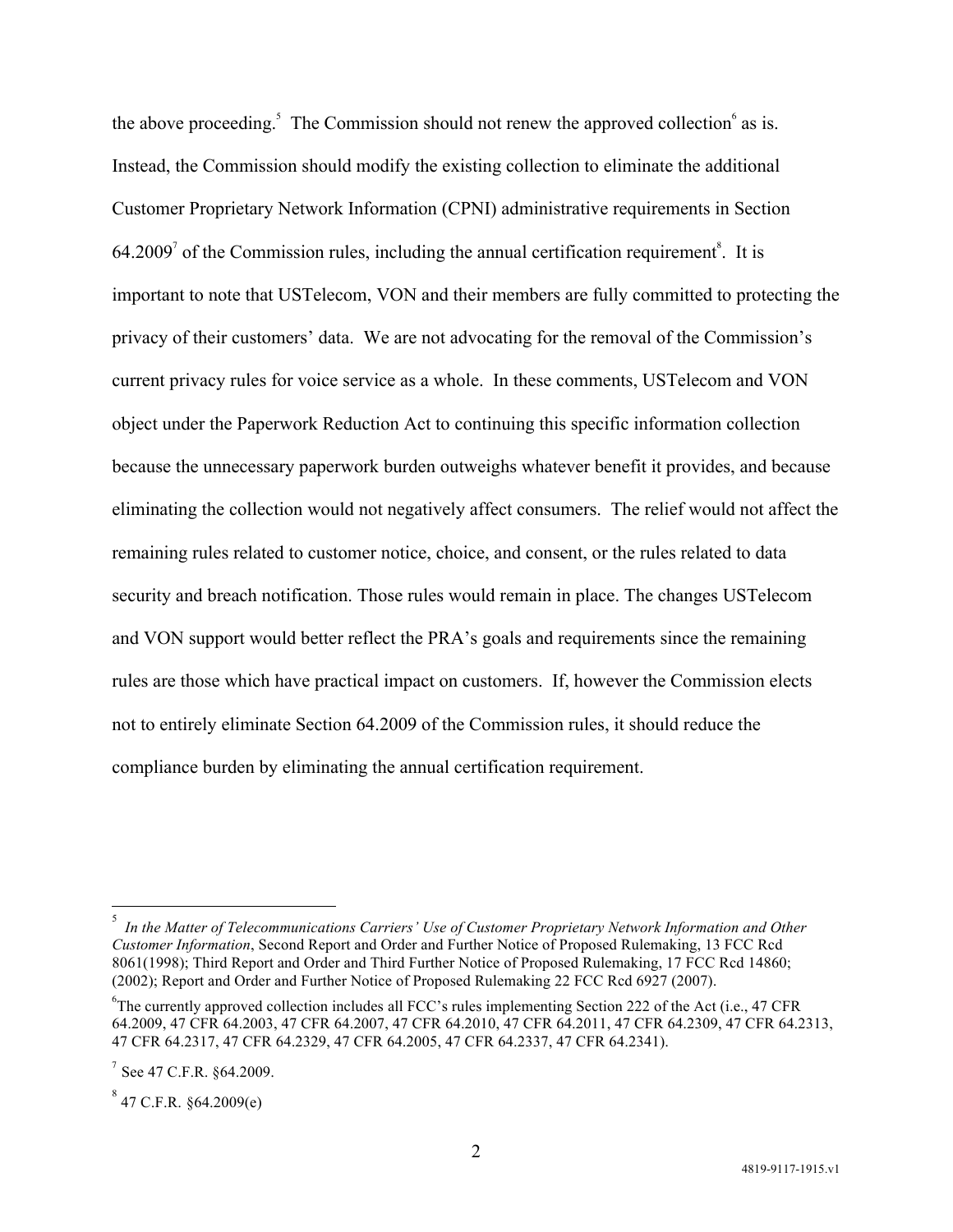the above proceeding.[5] The Commission should not renew the approved collection[6] as is. Instead, the Commission should modify the existing collection to eliminate the additional Customer Proprietary Network Information (CPNI) administrative requirements in Section 64.2009[7] of the Commission rules, including the annual certification requirement[8]. It is important to note that USTelecom, VON and their members are fully committed to protecting the privacy of their customers' data. We are not advocating for the removal of the Commission's current privacy rules for voice service as a whole. In these comments, USTelecom and VON object under the Paperwork Reduction Act to continuing this specific information collection because the unnecessary paperwork burden outweighs whatever benefit it provides, and because eliminating the collection would not negatively affect consumers. The relief would not affect the remaining rules related to customer notice, choice, and consent, or the rules related to data security and breach notification. Those rules would remain in place. The changes USTelecom and VON support would better reflect the PRA's goals and requirements since the remaining rules are those which have practical impact on customers. If, however the Commission elects not to entirely eliminate Section 64.2009 of the Commission rules, it should reduce the compliance burden by eliminating the annual certification requirement.

---

[5] *In the Matter of Telecommunications Carriers' Use of Customer Proprietary Network Information and Other Customer Information*, Second Report and Order and Further Notice of Proposed Rulemaking, 13 FCC Rcd 8061(1998); Third Report and Order and Third Further Notice of Proposed Rulemaking, 17 FCC Rcd 14860; (2002); Report and Order and Further Notice of Proposed Rulemaking 22 FCC Rcd 6927 (2007).

[6] The currently approved collection includes all FCC's rules implementing Section 222 of the Act (i.e., 47 CFR 64.2009, 47 CFR 64.2003, 47 CFR 64.2007, 47 CFR 64.2010, 47 CFR 64.2011, 47 CFR 64.2309, 47 CFR 64.2313, 47 CFR 64.2317, 47 CFR 64.2329, 47 CFR 64.2005, 47 CFR 64.2337, 47 CFR 64.2341).

[7] See 47 C.F.R. §64.2009.

[8] 47 C.F.R. §64.2009(e)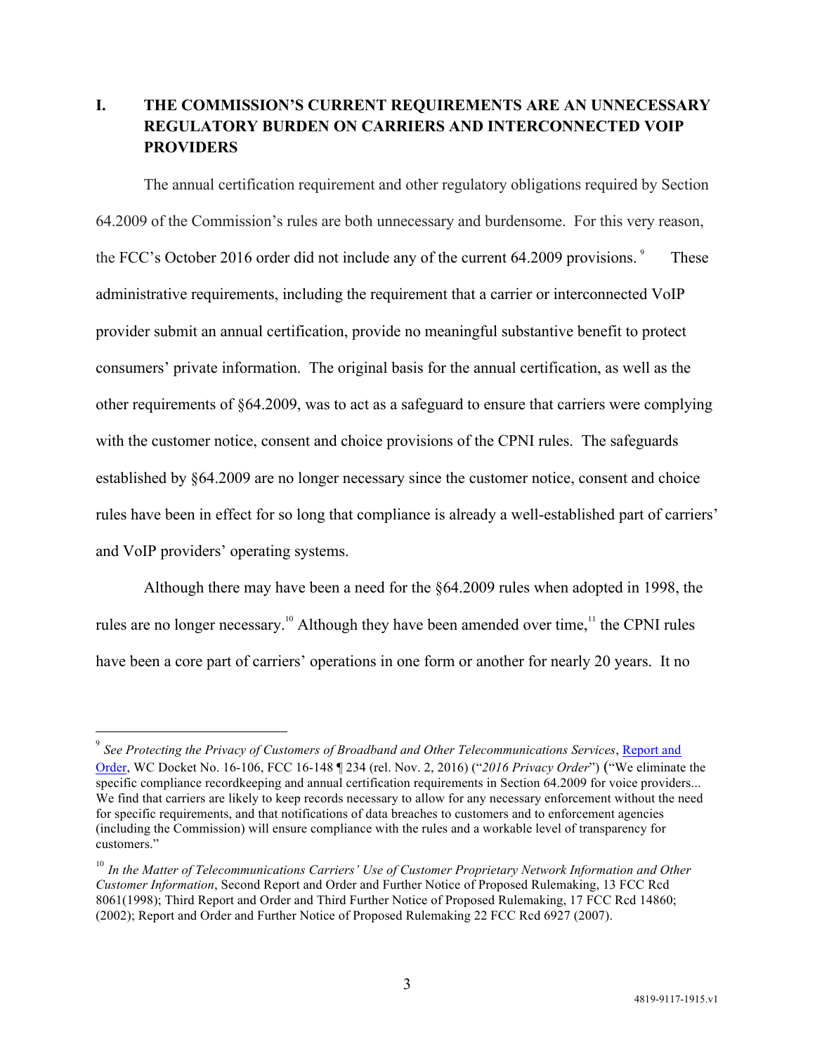## I. THE COMMISSION'S CURRENT REQUIREMENTS ARE AN UNNECESSARY REGULATORY BURDEN ON CARRIERS AND INTERCONNECTED VOIP PROVIDERS

The annual certification requirement and other regulatory obligations required by Section 64.2009 of the Commission's rules are both unnecessary and burdensome. For this very reason, the FCC's October 2016 order did not include any of the current 64.2009 provisions.[9] These administrative requirements, including the requirement that a carrier or interconnected VoIP provider submit an annual certification, provide no meaningful substantive benefit to protect consumers' private information. The original basis for the annual certification, as well as the other requirements of §64.2009, was to act as a safeguard to ensure that carriers were complying with the customer notice, consent and choice provisions of the CPNI rules. The safeguards established by §64.2009 are no longer necessary since the customer notice, consent and choice rules have been in effect for so long that compliance is already a well-established part of carriers' and VoIP providers' operating systems.

Although there may have been a need for the §64.2009 rules when adopted in 1998, the rules are no longer necessary.[10] Although they have been amended over time,[11] the CPNI rules have been a core part of carriers' operations in one form or another for nearly 20 years. It no

---

[9] *See Protecting the Privacy of Customers of Broadband and Other Telecommunications Services*, Report and Order, WC Docket No. 16-106, FCC 16-148 ¶ 234 (rel. Nov. 2, 2016) ("*2016 Privacy Order*") ("We eliminate the specific compliance recordkeeping and annual certification requirements in Section 64.2009 for voice providers... We find that carriers are likely to keep records necessary to allow for any necessary enforcement without the need for specific requirements, and that notifications of data breaches to customers and to enforcement agencies (including the Commission) will ensure compliance with the rules and a workable level of transparency for customers."

[10] *In the Matter of Telecommunications Carriers' Use of Customer Proprietary Network Information and Other Customer Information*, Second Report and Order and Further Notice of Proposed Rulemaking, 13 FCC Rcd 8061(1998); Third Report and Order and Third Further Notice of Proposed Rulemaking, 17 FCC Rcd 14860; (2002); Report and Order and Further Notice of Proposed Rulemaking 22 FCC Rcd 6927 (2007).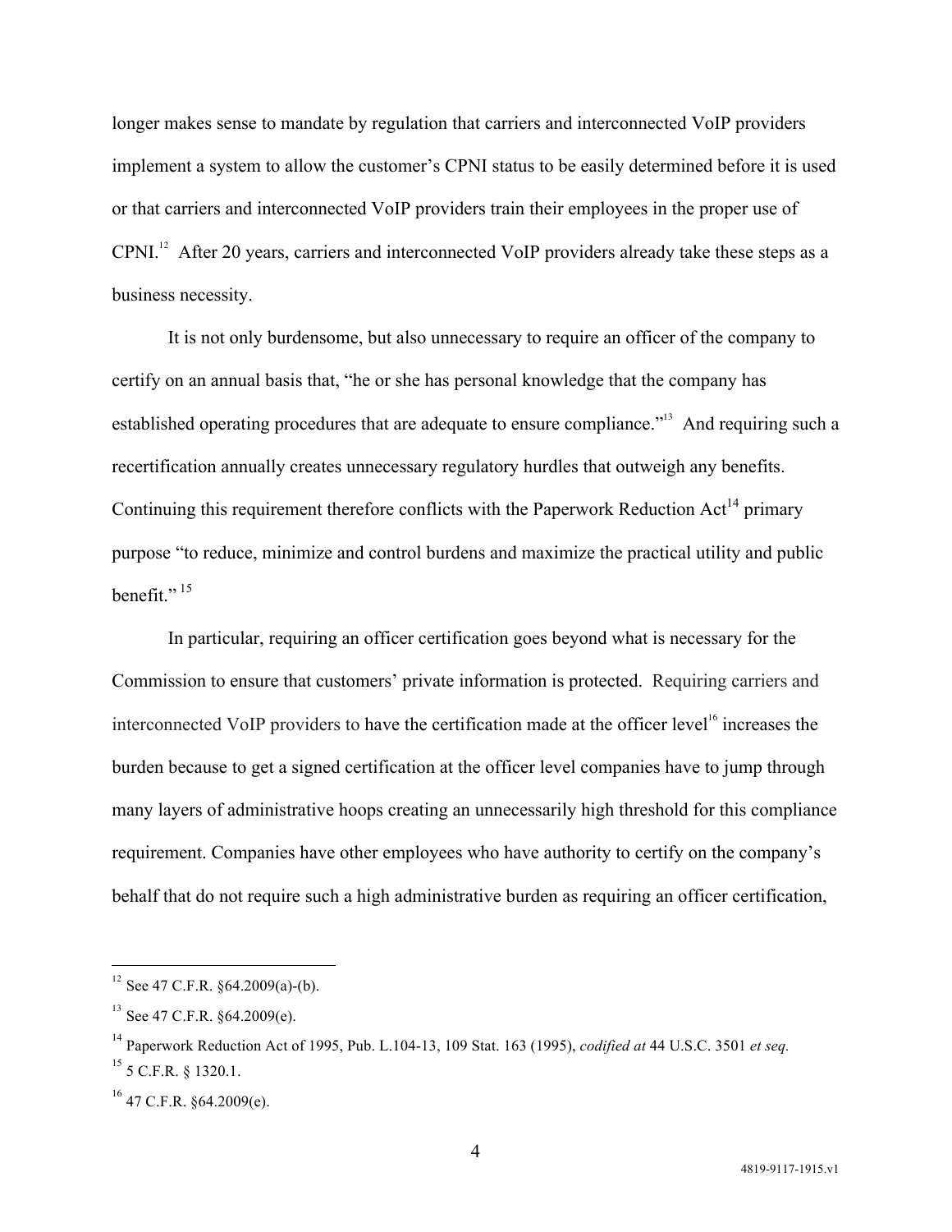longer makes sense to mandate by regulation that carriers and interconnected VoIP providers implement a system to allow the customer's CPNI status to be easily determined before it is used or that carriers and interconnected VoIP providers train their employees in the proper use of CPNI.[12] After 20 years, carriers and interconnected VoIP providers already take these steps as a business necessity.

It is not only burdensome, but also unnecessary to require an officer of the company to certify on an annual basis that, "he or she has personal knowledge that the company has established operating procedures that are adequate to ensure compliance."[13] And requiring such a recertification annually creates unnecessary regulatory hurdles that outweigh any benefits. Continuing this requirement therefore conflicts with the Paperwork Reduction Act[14] primary purpose "to reduce, minimize and control burdens and maximize the practical utility and public benefit." [15]

In particular, requiring an officer certification goes beyond what is necessary for the Commission to ensure that customers' private information is protected. Requiring carriers and interconnected VoIP providers to have the certification made at the officer level[16] increases the burden because to get a signed certification at the officer level companies have to jump through many layers of administrative hoops creating an unnecessarily high threshold for this compliance requirement. Companies have other employees who have authority to certify on the company's behalf that do not require such a high administrative burden as requiring an officer certification,

---

[12] See 47 C.F.R. §64.2009(a)-(b).

[13] See 47 C.F.R. §64.2009(e).

[14] Paperwork Reduction Act of 1995, Pub. L.104-13, 109 Stat. 163 (1995), *codified at* 44 U.S.C. 3501 *et seq.*

[15] 5 C.F.R. § 1320.1.

[16] 47 C.F.R. §64.2009(e).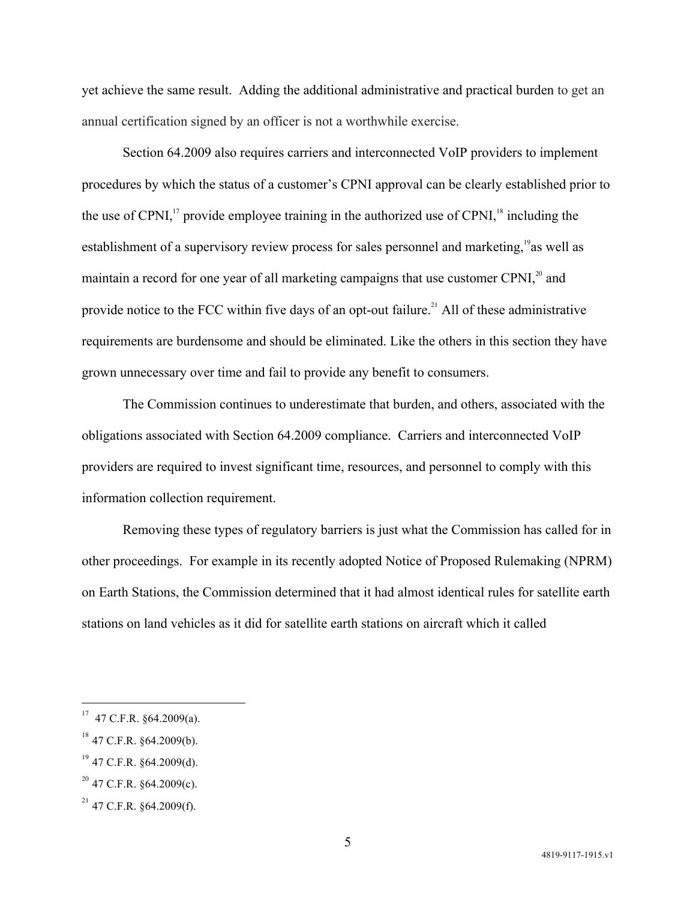yet achieve the same result. Adding the additional administrative and practical burden to get an annual certification signed by an officer is not a worthwhile exercise.

Section 64.2009 also requires carriers and interconnected VoIP providers to implement procedures by which the status of a customer's CPNI approval can be clearly established prior to the use of CPNI,[17] provide employee training in the authorized use of CPNI,[18] including the establishment of a supervisory review process for sales personnel and marketing,[19] as well as maintain a record for one year of all marketing campaigns that use customer CPNI,[20] and provide notice to the FCC within five days of an opt-out failure.[21] All of these administrative requirements are burdensome and should be eliminated. Like the others in this section they have grown unnecessary over time and fail to provide any benefit to consumers.

The Commission continues to underestimate that burden, and others, associated with the obligations associated with Section 64.2009 compliance. Carriers and interconnected VoIP providers are required to invest significant time, resources, and personnel to comply with this information collection requirement.

Removing these types of regulatory barriers is just what the Commission has called for in other proceedings. For example in its recently adopted Notice of Proposed Rulemaking (NPRM) on Earth Stations, the Commission determined that it had almost identical rules for satellite earth stations on land vehicles as it did for satellite earth stations on aircraft which it called

---

[17] 47 C.F.R. §64.2009(a).

[18] 47 C.F.R. §64.2009(b).

[19] 47 C.F.R. §64.2009(d).

[20] 47 C.F.R. §64.2009(c).

[21] 47 C.F.R. §64.2009(f).

4819-9117-1915.v1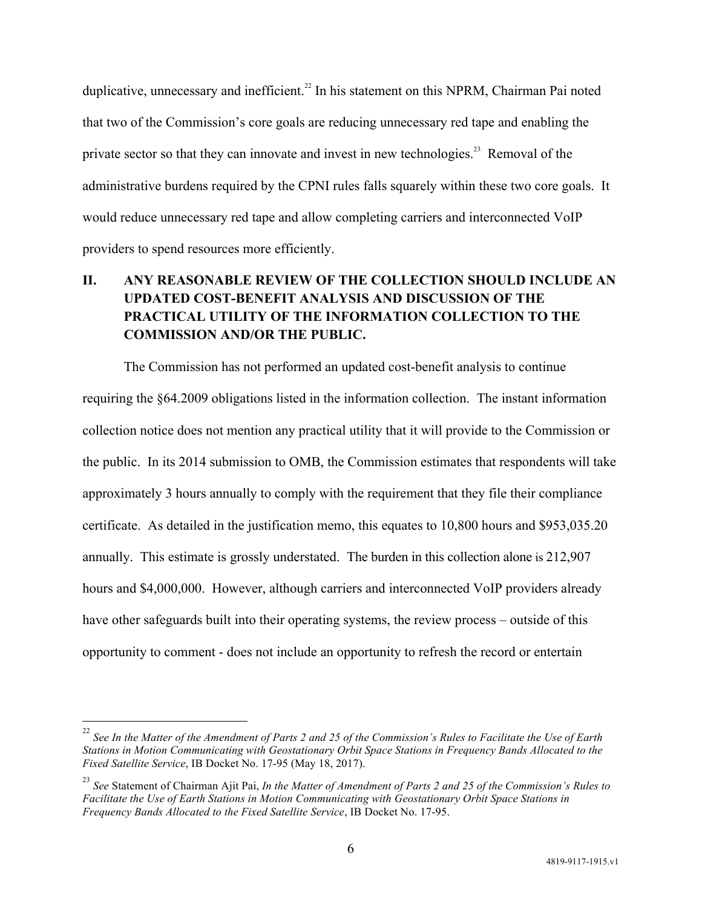duplicative, unnecessary and inefficient.[22] In his statement on this NPRM, Chairman Pai noted that two of the Commission's core goals are reducing unnecessary red tape and enabling the private sector so that they can innovate and invest in new technologies.[23] Removal of the administrative burdens required by the CPNI rules falls squarely within these two core goals. It would reduce unnecessary red tape and allow completing carriers and interconnected VoIP providers to spend resources more efficiently.

## II. ANY REASONABLE REVIEW OF THE COLLECTION SHOULD INCLUDE AN UPDATED COST-BENEFIT ANALYSIS AND DISCUSSION OF THE PRACTICAL UTILITY OF THE INFORMATION COLLECTION TO THE COMMISSION AND/OR THE PUBLIC.

The Commission has not performed an updated cost-benefit analysis to continue requiring the §64.2009 obligations listed in the information collection. The instant information collection notice does not mention any practical utility that it will provide to the Commission or the public. In its 2014 submission to OMB, the Commission estimates that respondents will take approximately 3 hours annually to comply with the requirement that they file their compliance certificate. As detailed in the justification memo, this equates to 10,800 hours and $953,035.20 annually. This estimate is grossly understated. The burden in this collection alone is 212,907 hours and $4,000,000. However, although carriers and interconnected VoIP providers already have other safeguards built into their operating systems, the review process – outside of this opportunity to comment - does not include an opportunity to refresh the record or entertain

---

[22] *See In the Matter of the Amendment of Parts 2 and 25 of the Commission's Rules to Facilitate the Use of Earth Stations in Motion Communicating with Geostationary Orbit Space Stations in Frequency Bands Allocated to the Fixed Satellite Service*, IB Docket No. 17-95 (May 18, 2017).

[23] *See* Statement of Chairman Ajit Pai, *In the Matter of Amendment of Parts 2 and 25 of the Commission's Rules to Facilitate the Use of Earth Stations in Motion Communicating with Geostationary Orbit Space Stations in Frequency Bands Allocated to the Fixed Satellite Service*, IB Docket No. 17-95.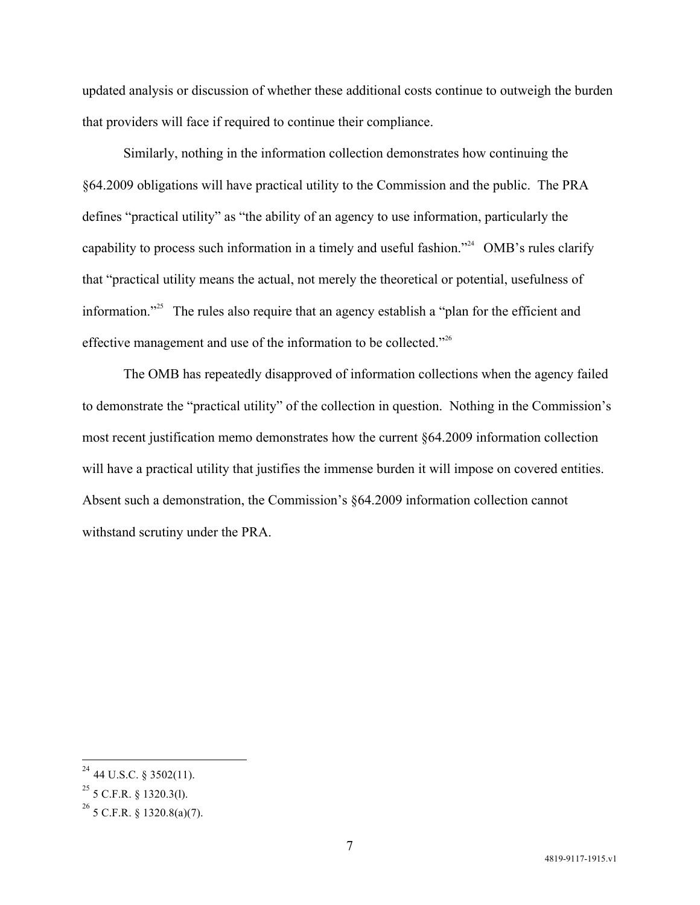updated analysis or discussion of whether these additional costs continue to outweigh the burden that providers will face if required to continue their compliance.

Similarly, nothing in the information collection demonstrates how continuing the §64.2009 obligations will have practical utility to the Commission and the public. The PRA defines "practical utility" as "the ability of an agency to use information, particularly the capability to process such information in a timely and useful fashion."[24] OMB's rules clarify that "practical utility means the actual, not merely the theoretical or potential, usefulness of information."[25] The rules also require that an agency establish a "plan for the efficient and effective management and use of the information to be collected."[26]

The OMB has repeatedly disapproved of information collections when the agency failed to demonstrate the "practical utility" of the collection in question. Nothing in the Commission's most recent justification memo demonstrates how the current §64.2009 information collection will have a practical utility that justifies the immense burden it will impose on covered entities. Absent such a demonstration, the Commission's §64.2009 information collection cannot withstand scrutiny under the PRA.

---

[24] 44 U.S.C. § 3502(11).

[25] 5 C.F.R. § 1320.3(l).

[26] 5 C.F.R. § 1320.8(a)(7).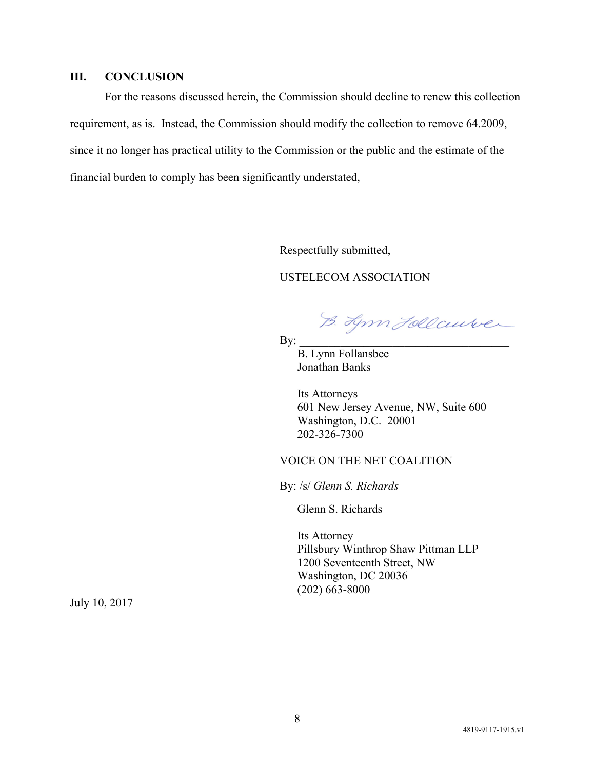## III. CONCLUSION

For the reasons discussed herein, the Commission should decline to renew this collection requirement, as is. Instead, the Commission should modify the collection to remove 64.2009, since it no longer has practical utility to the Commission or the public and the estimate of the financial burden to comply has been significantly understated,

Respectfully submitted,

USTELECOM ASSOCIATION

By: ___________________________________

B. Lynn Follansbee  
Jonathan Banks

Its Attorneys  
601 New Jersey Avenue, NW, Suite 600  
Washington, D.C. 20001  
202-326-7300

VOICE ON THE NET COALITION

By: /s/ *Glenn S. Richards*

Glenn S. Richards

Its Attorney  
Pillsbury Winthrop Shaw Pittman LLP  
1200 Seventeenth Street, NW  
Washington, DC 20036  
(202) 663-8000

July 10, 2017

4819-9117-1915.v1